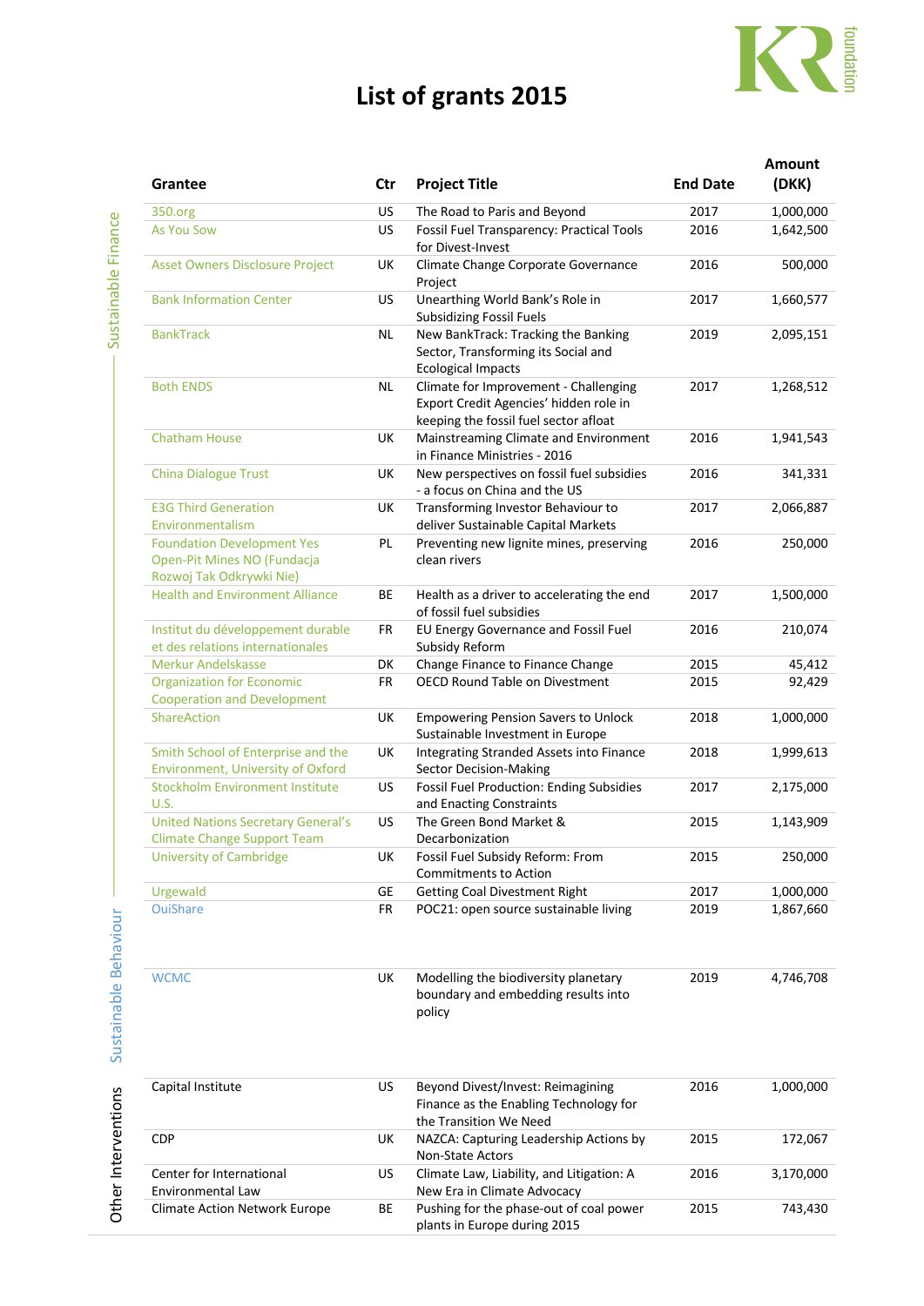# List of grants 2015

| Grantee | Ctr | Project Title | End Date | Amount (DKK) |
|---|---|---|---|---|
| **Sustainable Finance** | | | | |
| 350.org | US | The Road to Paris and Beyond | 2017 | 1,000,000 |
| As You Sow | US | Fossil Fuel Transparency: Practical Tools for Divest-Invest | 2016 | 1,642,500 |
| Asset Owners Disclosure Project | UK | Climate Change Corporate Governance Project | 2016 | 500,000 |
| Bank Information Center | US | Unearthing World Bank's Role in Subsidizing Fossil Fuels | 2017 | 1,660,577 |
| BankTrack | NL | New BankTrack: Tracking the Banking Sector, Transforming its Social and Ecological Impacts | 2019 | 2,095,151 |
| Both ENDS | NL | Climate for Improvement - Challenging Export Credit Agencies' hidden role in keeping the fossil fuel sector afloat | 2017 | 1,268,512 |
| Chatham House | UK | Mainstreaming Climate and Environment in Finance Ministries - 2016 | 2016 | 1,941,543 |
| China Dialogue Trust | UK | New perspectives on fossil fuel subsidies - a focus on China and the US | 2016 | 341,331 |
| E3G Third Generation Environmentalism | UK | Transforming Investor Behaviour to deliver Sustainable Capital Markets | 2017 | 2,066,887 |
| Foundation Development Yes Open-Pit Mines NO (Fundacja Rozwoj Tak Odkrywki Nie) | PL | Preventing new lignite mines, preserving clean rivers | 2016 | 250,000 |
| Health and Environment Alliance | BE | Health as a driver to accelerating the end of fossil fuel subsidies | 2017 | 1,500,000 |
| Institut du développement durable et des relations internationales | FR | EU Energy Governance and Fossil Fuel Subsidy Reform | 2016 | 210,074 |
| Merkur Andelskasse | DK | Change Finance to Finance Change | 2015 | 45,412 |
| Organization for Economic Cooperation and Development | FR | OECD Round Table on Divestment | 2015 | 92,429 |
| ShareAction | UK | Empowering Pension Savers to Unlock Sustainable Investment in Europe | 2018 | 1,000,000 |
| Smith School of Enterprise and the Environment, University of Oxford | UK | Integrating Stranded Assets into Finance Sector Decision-Making | 2018 | 1,999,613 |
| Stockholm Environment Institute U.S. | US | Fossil Fuel Production: Ending Subsidies and Enacting Constraints | 2017 | 2,175,000 |
| United Nations Secretary General's Climate Change Support Team | US | The Green Bond Market & Decarbonization | 2015 | 1,143,909 |
| University of Cambridge | UK | Fossil Fuel Subsidy Reform: From Commitments to Action | 2015 | 250,000 |
| Urgewald | GE | Getting Coal Divestment Right | 2017 | 1,000,000 |
| **Sustainable Behaviour** | | | | |
| OuiShare | FR | POC21: open source sustainable living | 2019 | 1,867,660 |
| WCMC | UK | Modelling the biodiversity planetary boundary and embedding results into policy | 2019 | 4,746,708 |
| **Other Interventions** | | | | |
| Capital Institute | US | Beyond Divest/Invest: Reimagining Finance as the Enabling Technology for the Transition We Need | 2016 | 1,000,000 |
| CDP | UK | NAZCA: Capturing Leadership Actions by Non-State Actors | 2015 | 172,067 |
| Center for International Environmental Law | US | Climate Law, Liability, and Litigation: A New Era in Climate Advocacy | 2016 | 3,170,000 |
| Climate Action Network Europe | BE | Pushing for the phase-out of coal power plants in Europe during 2015 | 2015 | 743,430 |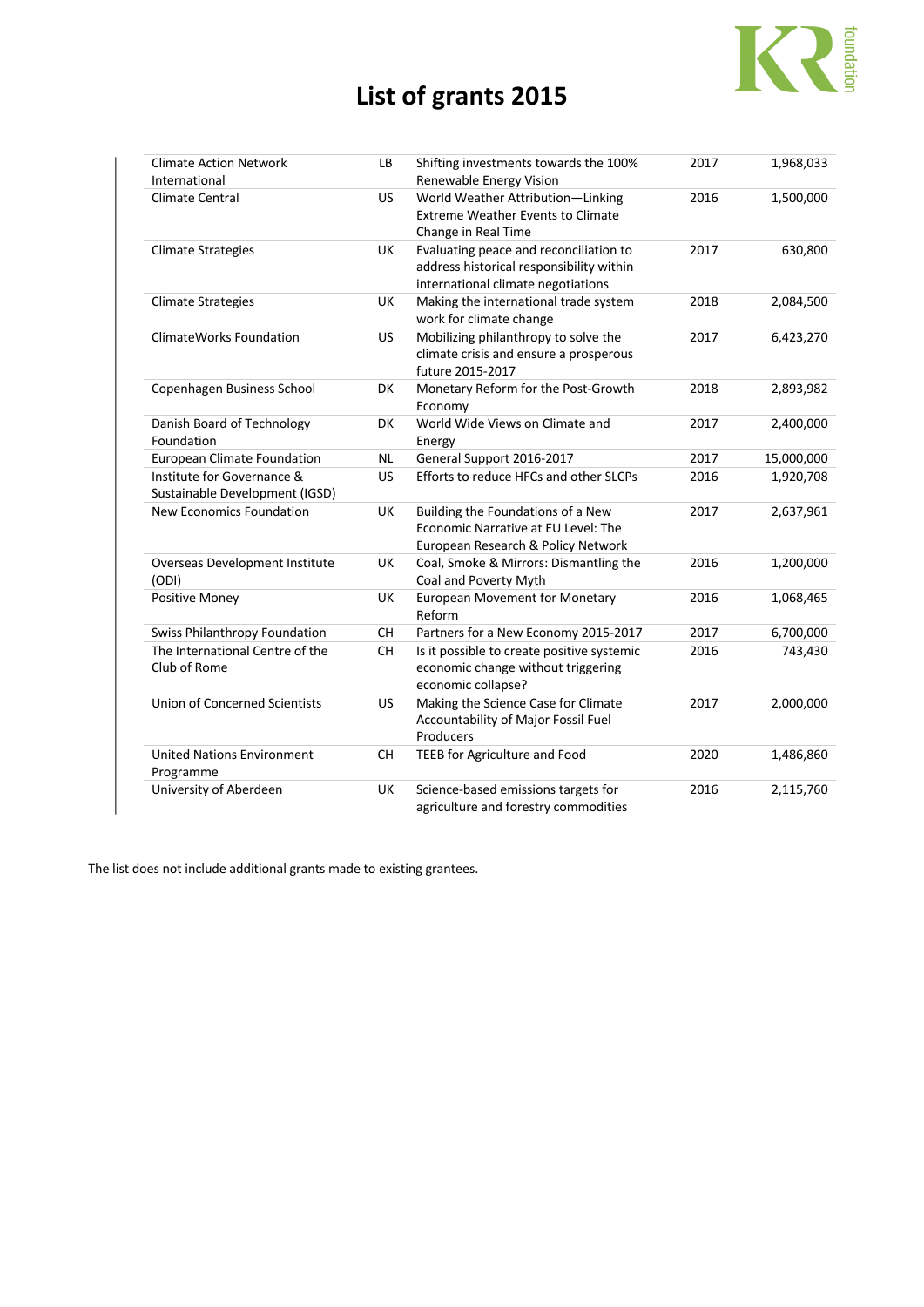# List of grants 2015

| | | | | |
|---|---|---|---|---|
| Climate Action Network International | LB | Shifting investments towards the 100% Renewable Energy Vision | 2017 | 1,968,033 |
| Climate Central | US | World Weather Attribution—Linking Extreme Weather Events to Climate Change in Real Time | 2016 | 1,500,000 |
| Climate Strategies | UK | Evaluating peace and reconciliation to address historical responsibility within international climate negotiations | 2017 | 630,800 |
| Climate Strategies | UK | Making the international trade system work for climate change | 2018 | 2,084,500 |
| ClimateWorks Foundation | US | Mobilizing philanthropy to solve the climate crisis and ensure a prosperous future 2015-2017 | 2017 | 6,423,270 |
| Copenhagen Business School | DK | Monetary Reform for the Post-Growth Economy | 2018 | 2,893,982 |
| Danish Board of Technology Foundation | DK | World Wide Views on Climate and Energy | 2017 | 2,400,000 |
| European Climate Foundation | NL | General Support 2016-2017 | 2017 | 15,000,000 |
| Institute for Governance & Sustainable Development (IGSD) | US | Efforts to reduce HFCs and other SLCPs | 2016 | 1,920,708 |
| New Economics Foundation | UK | Building the Foundations of a New Economic Narrative at EU Level: The European Research & Policy Network | 2017 | 2,637,961 |
| Overseas Development Institute (ODI) | UK | Coal, Smoke & Mirrors: Dismantling the Coal and Poverty Myth | 2016 | 1,200,000 |
| Positive Money | UK | European Movement for Monetary Reform | 2016 | 1,068,465 |
| Swiss Philanthropy Foundation | CH | Partners for a New Economy 2015-2017 | 2017 | 6,700,000 |
| The International Centre of the Club of Rome | CH | Is it possible to create positive systemic economic change without triggering economic collapse? | 2016 | 743,430 |
| Union of Concerned Scientists | US | Making the Science Case for Climate Accountability of Major Fossil Fuel Producers | 2017 | 2,000,000 |
| United Nations Environment Programme | CH | TEEB for Agriculture and Food | 2020 | 1,486,860 |
| University of Aberdeen | UK | Science-based emissions targets for agriculture and forestry commodities | 2016 | 2,115,760 |

The list does not include additional grants made to existing grantees.